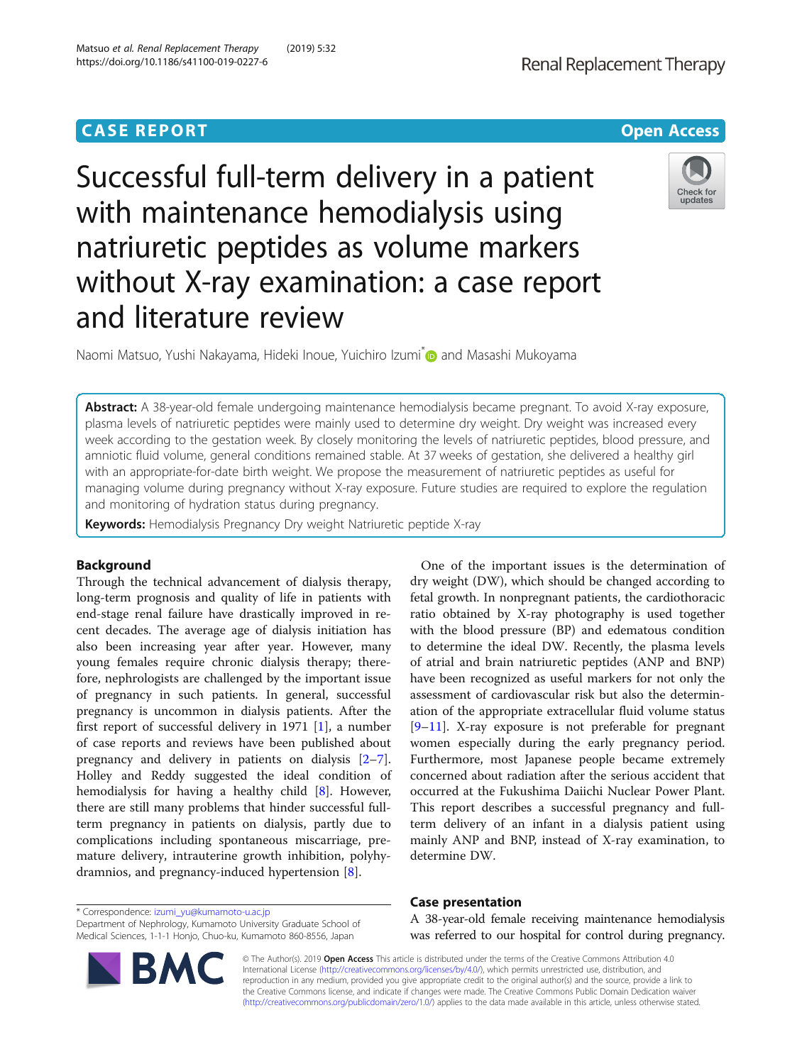**CASE REPORT** **Open Access**

# Successful full-term delivery in a patient with maintenance hemodialysis using natriuretic peptides as volume markers without X-ray examination: a case report and literature review

Naomi Matsuo, Yushi Nakayama, Hideki Inoue, Yuichiro Izumi* and Masashi Mukoyama

**Abstract:** A 38-year-old female undergoing maintenance hemodialysis became pregnant. To avoid X-ray exposure, plasma levels of natriuretic peptides were mainly used to determine dry weight. Dry weight was increased every week according to the gestation week. By closely monitoring the levels of natriuretic peptides, blood pressure, and amniotic fluid volume, general conditions remained stable. At 37 weeks of gestation, she delivered a healthy girl with an appropriate-for-date birth weight. We propose the measurement of natriuretic peptides as useful for managing volume during pregnancy without X-ray exposure. Future studies are required to explore the regulation and monitoring of hydration status during pregnancy.

**Keywords:** Hemodialysis Pregnancy Dry weight Natriuretic peptide X-ray

## Background

Through the technical advancement of dialysis therapy, long-term prognosis and quality of life in patients with end-stage renal failure have drastically improved in recent decades. The average age of dialysis initiation has also been increasing year after year. However, many young females require chronic dialysis therapy; therefore, nephrologists are challenged by the important issue of pregnancy in such patients. In general, successful pregnancy is uncommon in dialysis patients. After the first report of successful delivery in 1971 [1], a number of case reports and reviews have been published about pregnancy and delivery in patients on dialysis [2–7]. Holley and Reddy suggested the ideal condition of hemodialysis for having a healthy child [8]. However, there are still many problems that hinder successful full-term pregnancy in patients on dialysis, partly due to complications including spontaneous miscarriage, premature delivery, intrauterine growth inhibition, polyhydramnios, and pregnancy-induced hypertension [8].

One of the important issues is the determination of dry weight (DW), which should be changed according to fetal growth. In nonpregnant patients, the cardiothoracic ratio obtained by X-ray photography is used together with the blood pressure (BP) and edematous condition to determine the ideal DW. Recently, the plasma levels of atrial and brain natriuretic peptides (ANP and BNP) have been recognized as useful markers for not only the assessment of cardiovascular risk but also the determination of the appropriate extracellular fluid volume status [9–11]. X-ray exposure is not preferable for pregnant women especially during the early pregnancy period. Furthermore, most Japanese people became extremely concerned about radiation after the serious accident that occurred at the Fukushima Daiichi Nuclear Power Plant. This report describes a successful pregnancy and full-term delivery of an infant in a dialysis patient using mainly ANP and BNP, instead of X-ray examination, to determine DW.

## Case presentation

A 38-year-old female receiving maintenance hemodialysis was referred to our hospital for control during pregnancy.

\* Correspondence: izumi_yu@kumamoto-u.ac.jp
Department of Nephrology, Kumamoto University Graduate School of Medical Sciences, 1-1-1 Honjo, Chuo-ku, Kumamoto 860-8556, Japan

© The Author(s). 2019 **Open Access** This article is distributed under the terms of the Creative Commons Attribution 4.0 International License (http://creativecommons.org/licenses/by/4.0/), which permits unrestricted use, distribution, and reproduction in any medium, provided you give appropriate credit to the original author(s) and the source, provide a link to the Creative Commons license, and indicate if changes were made. The Creative Commons Public Domain Dedication waiver (http://creativecommons.org/publicdomain/zero/1.0/) applies to the data made available in this article, unless otherwise stated.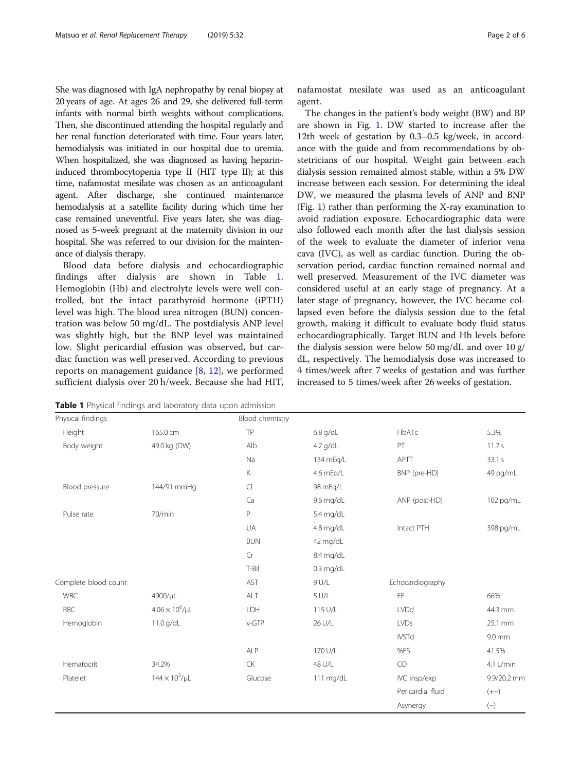She was diagnosed with IgA nephropathy by renal biopsy at 20 years of age. At ages 26 and 29, she delivered full-term infants with normal birth weights without complications. Then, she discontinued attending the hospital regularly and her renal function deteriorated with time. Four years later, hemodialysis was initiated in our hospital due to uremia. When hospitalized, she was diagnosed as having heparin-induced thrombocytopenia type II (HIT type II); at this time, nafamostat mesilate was chosen as an anticoagulant agent. After discharge, she continued maintenance hemodialysis at a satellite facility during which time her case remained uneventful. Five years later, she was diagnosed as 5-week pregnant at the maternity division in our hospital. She was referred to our division for the maintenance of dialysis therapy.

Blood data before dialysis and echocardiographic findings after dialysis are shown in Table 1. Hemoglobin (Hb) and electrolyte levels were well controlled, but the intact parathyroid hormone (iPTH) level was high. The blood urea nitrogen (BUN) concentration was below 50 mg/dL. The postdialysis ANP level was slightly high, but the BNP level was maintained low. Slight pericardial effusion was observed, but cardiac function was well preserved. According to previous reports on management guidance [8, 12], we performed sufficient dialysis over 20 h/week. Because she had HIT, nafamostat mesilate was used as an anticoagulant agent.

The changes in the patient's body weight (BW) and BP are shown in Fig. 1. DW started to increase after the 12th week of gestation by 0.3–0.5 kg/week, in accordance with the guide and from recommendations by obstetricians of our hospital. Weight gain between each dialysis session remained almost stable, within a 5% DW increase between each session. For determining the ideal DW, we measured the plasma levels of ANP and BNP (Fig. 1) rather than performing the X-ray examination to avoid radiation exposure. Echocardiographic data were also followed each month after the last dialysis session of the week to evaluate the diameter of inferior vena cava (IVC), as well as cardiac function. During the observation period, cardiac function remained normal and well preserved. Measurement of the IVC diameter was considered useful at an early stage of pregnancy. At a later stage of pregnancy, however, the IVC became collapsed even before the dialysis session due to the fetal growth, making it difficult to evaluate body fluid status echocardiographically. Target BUN and Hb levels before the dialysis session were below 50 mg/dL and over 10 g/dL, respectively. The hemodialysis dose was increased to 4 times/week after 7 weeks of gestation and was further increased to 5 times/week after 26 weeks of gestation.

**Table 1** Physical findings and laboratory data upon admission

| Physical findings | | Blood chemistry | | | |
|---|---|---|---|---|---|
| Height | 165.0 cm | TP | 6.8 g/dL | HbA1c | 5.3% |
| Body weight | 49.0 kg (DW) | Alb | 4.2 g/dL | PT | 11.7 s |
| | | Na | 134 mEq/L | APTT | 33.1 s |
| | | K | 4.6 mEq/L | BNP (pre-HD) | 49 pg/mL |
| Blood pressure | 144/91 mmHg | Cl | 98 mEq/L | | |
| | | Ca | 9.6 mg/dL | ANP (post-HD) | 102 pg/mL |
| Pulse rate | 70/min | P | 5.4 mg/dL | | |
| | | UA | 4.8 mg/dL | Intact PTH | 398 pg/mL |
| | | BUN | 42 mg/dL | | |
| | | Cr | 8.4 mg/dL | | |
| | | T-Bil | 0.3 mg/dL | | |
| Complete blood count | | AST | 9 U/L | Echocardiography | |
| WBC | 4900/μL | ALT | 5 U/L | EF | 66% |
| RBC | $4.06 \times 10^6$/μL | LDH | 115 U/L | LVDd | 44.3 mm |
| Hemoglobin | 11.0 g/dL | γ-GTP | 26 U/L | LVDs | 25.1 mm |
| | | | | IVSTd | 9.0 mm |
| | | ALP | 170 U/L | %FS | 41.5% |
| Hematocrit | 34.2% | CK | 48 U/L | CO | 4.1 L/min |
| Platelet | $144 \times 10^3$/μL | Glucose | 111 mg/dL | IVC insp/exp | 9.9/20.2 mm |
| | | | | Pericardial fluid | (+−) |
| | | | | Asynergy | (−) |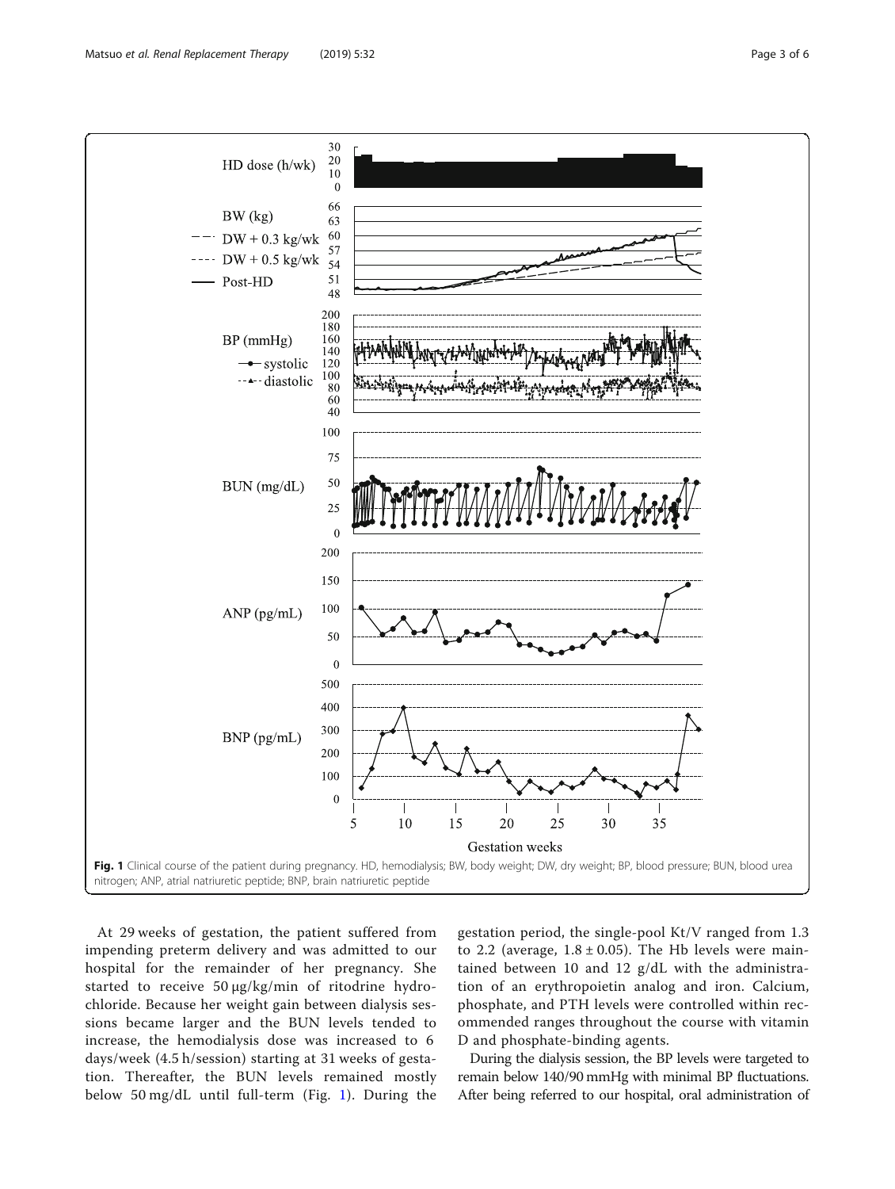HD dose (h/wk)
30
20
10
0

BW (kg)
DW + 0.3 kg/wk
DW + 0.5 kg/wk
Post-HD
66
63
60
57
54
51
48

BP (mmHg)
systolic
diastolic
200
180
160
140
120
100
80
60
40

BUN (mg/dL)
100
75
50
25
0

ANP (pg/mL)
200
150
100
50
0

BNP (pg/mL)
500
400
300
200
100
0

5 10 15 20 25 30 35

Gestation weeks

**Fig. 1** Clinical course of the patient during pregnancy. HD, hemodialysis; BW, body weight; DW, dry weight; BP, blood pressure; BUN, blood urea nitrogen; ANP, atrial natriuretic peptide; BNP, brain natriuretic peptide

At 29 weeks of gestation, the patient suffered from impending preterm delivery and was admitted to our hospital for the remainder of her pregnancy. She started to receive 50 μg/kg/min of ritodrine hydrochloride. Because her weight gain between dialysis sessions became larger and the BUN levels tended to increase, the hemodialysis dose was increased to 6 days/week (4.5 h/session) starting at 31 weeks of gestation. Thereafter, the BUN levels remained mostly below 50 mg/dL until full-term (Fig. 1). During the gestation period, the single-pool Kt/V ranged from 1.3 to 2.2 (average, 1.8 ± 0.05). The Hb levels were maintained between 10 and 12 g/dL with the administration of an erythropoietin analog and iron. Calcium, phosphate, and PTH levels were controlled within recommended ranges throughout the course with vitamin D and phosphate-binding agents.

During the dialysis session, the BP levels were targeted to remain below 140/90 mmHg with minimal BP fluctuations. After being referred to our hospital, oral administration of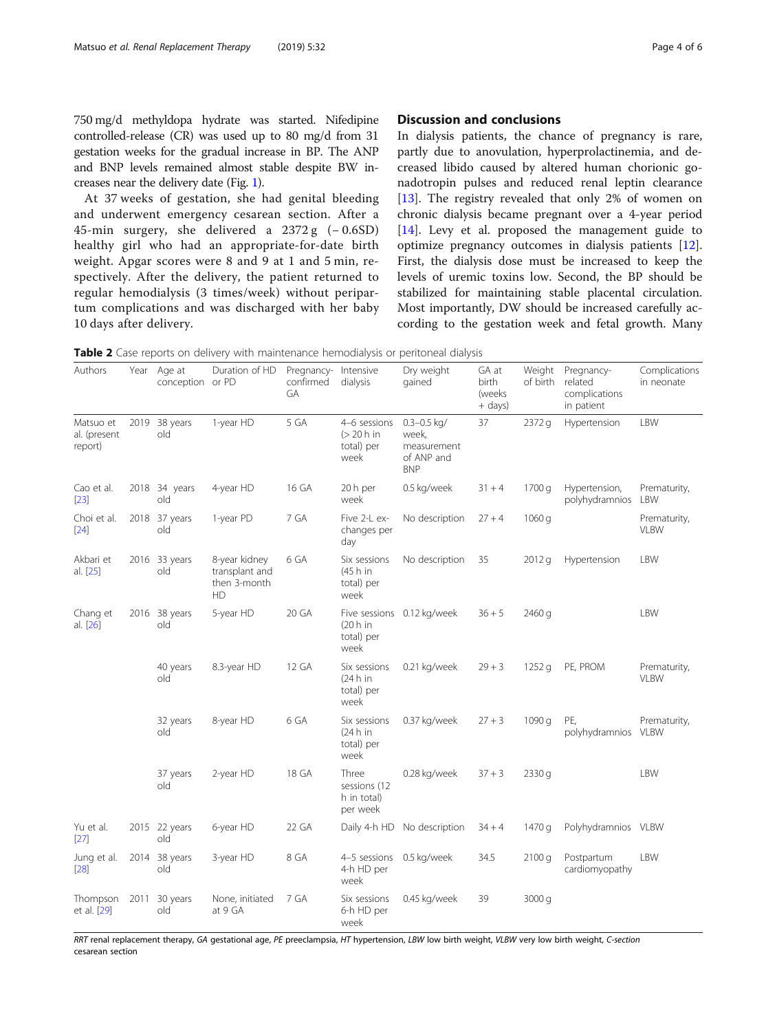750 mg/d methyldopa hydrate was started. Nifedipine controlled-release (CR) was used up to 80 mg/d from 31 gestation weeks for the gradual increase in BP. The ANP and BNP levels remained almost stable despite BW increases near the delivery date (Fig. 1).

At 37 weeks of gestation, she had genital bleeding and underwent emergency cesarean section. After a 45-min surgery, she delivered a 2372 g (− 0.6SD) healthy girl who had an appropriate-for-date birth weight. Apgar scores were 8 and 9 at 1 and 5 min, respectively. After the delivery, the patient returned to regular hemodialysis (3 times/week) without peripartum complications and was discharged with her baby 10 days after delivery.

## Discussion and conclusions

In dialysis patients, the chance of pregnancy is rare, partly due to anovulation, hyperprolactinemia, and decreased libido caused by altered human chorionic gonadotropin pulses and reduced renal leptin clearance [13]. The registry revealed that only 2% of women on chronic dialysis became pregnant over a 4-year period [14]. Levy et al. proposed the management guide to optimize pregnancy outcomes in dialysis patients [12]. First, the dialysis dose must be increased to keep the levels of uremic toxins low. Second, the BP should be stabilized for maintaining stable placental circulation. Most importantly, DW should be increased carefully according to the gestation week and fetal growth. Many

**Table 2** Case reports on delivery with maintenance hemodialysis or peritoneal dialysis

| Authors | Year | Age at conception | Duration of HD or PD | Pregnancy-confirmed GA | Intensive dialysis | Dry weight gained | GA at birth (weeks + days) | Weight of birth | Pregnancy-related complications in patient | Complications in neonate |
|---|---|---|---|---|---|---|---|---|---|---|
| Matsuo et al. (present report) | 2019 | 38 years old | 1-year HD | 5 GA | 4–6 sessions (> 20 h in total) per week | 0.3–0.5 kg/week, measurement of ANP and BNP | 37 | 2372 g | Hypertension | LBW |
| Cao et al. [23] | 2018 | 34 years old | 4-year HD | 16 GA | 20 h per week | 0.5 kg/week | 31 + 4 | 1700 g | Hypertension, polyhydramnios | Prematurity, LBW |
| Choi et al. [24] | 2018 | 37 years old | 1-year PD | 7 GA | Five 2-L exchanges per day | No description | 27 + 4 | 1060 g | | Prematurity, VLBW |
| Akbari et al. [25] | 2016 | 33 years old | 8-year kidney transplant and then 3-month HD | 6 GA | Six sessions (45 h in total) per week | No description | 35 | 2012 g | Hypertension | LBW |
| Chang et al. [26] | 2016 | 38 years old | 5-year HD | 20 GA | Five sessions (20 h in total) per week | 0.12 kg/week | 36 + 5 | 2460 g | | LBW |
| | | 40 years old | 8.3-year HD | 12 GA | Six sessions (24 h in total) per week | 0.21 kg/week | 29 + 3 | 1252 g | PE, PROM | Prematurity, VLBW |
| | | 32 years old | 8-year HD | 6 GA | Six sessions (24 h in total) per week | 0.37 kg/week | 27 + 3 | 1090 g | PE, polyhydramnios | Prematurity, VLBW |
| | | 37 years old | 2-year HD | 18 GA | Three sessions (12 h in total) per week | 0.28 kg/week | 37 + 3 | 2330 g | | LBW |
| Yu et al. [27] | 2015 | 22 years old | 6-year HD | 22 GA | Daily 4-h HD | No description | 34 + 4 | 1470 g | Polyhydramnios | VLBW |
| Jung et al. [28] | 2014 | 38 years old | 3-year HD | 8 GA | 4–5 sessions 4-h HD per week | 0.5 kg/week | 34.5 | 2100 g | Postpartum cardiomyopathy | LBW |
| Thompson et al. [29] | 2011 | 30 years old | None, initiated at 9 GA | 7 GA | Six sessions 6-h HD per week | 0.45 kg/week | 39 | 3000 g | | |

*RRT* renal replacement therapy, *GA* gestational age, *PE* preeclampsia, *HT* hypertension, *LBW* low birth weight, *VLBW* very low birth weight, *C-section* cesarean section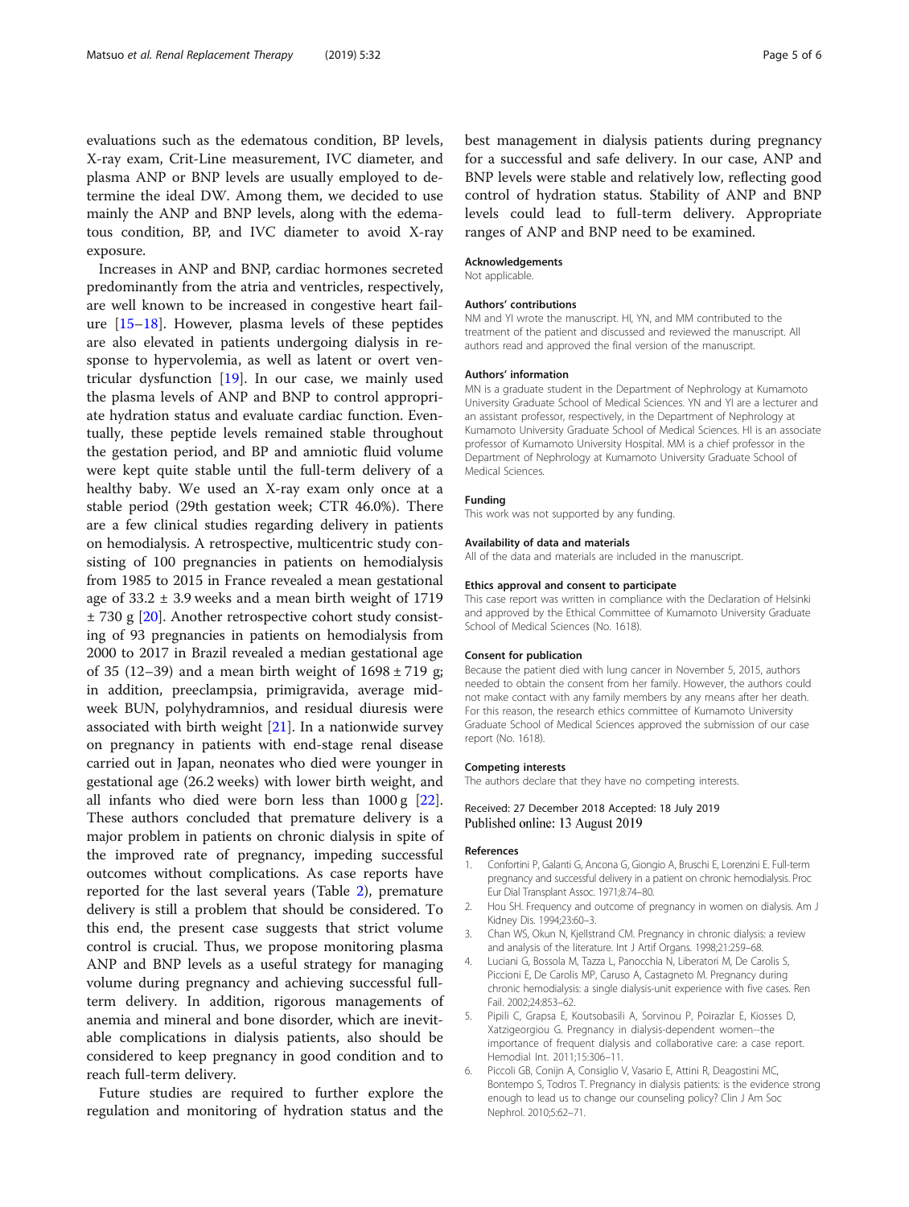evaluations such as the edematous condition, BP levels, X-ray exam, Crit-Line measurement, IVC diameter, and plasma ANP or BNP levels are usually employed to determine the ideal DW. Among them, we decided to use mainly the ANP and BNP levels, along with the edematous condition, BP, and IVC diameter to avoid X-ray exposure.

Increases in ANP and BNP, cardiac hormones secreted predominantly from the atria and ventricles, respectively, are well known to be increased in congestive heart failure [15–18]. However, plasma levels of these peptides are also elevated in patients undergoing dialysis in response to hypervolemia, as well as latent or overt ventricular dysfunction [19]. In our case, we mainly used the plasma levels of ANP and BNP to control appropriate hydration status and evaluate cardiac function. Eventually, these peptide levels remained stable throughout the gestation period, and BP and amniotic fluid volume were kept quite stable until the full-term delivery of a healthy baby. We used an X-ray exam only once at a stable period (29th gestation week; CTR 46.0%). There are a few clinical studies regarding delivery in patients on hemodialysis. A retrospective, multicentric study consisting of 100 pregnancies in patients on hemodialysis from 1985 to 2015 in France revealed a mean gestational age of 33.2 ± 3.9 weeks and a mean birth weight of 1719 ± 730 g [20]. Another retrospective cohort study consisting of 93 pregnancies in patients on hemodialysis from 2000 to 2017 in Brazil revealed a median gestational age of 35 (12–39) and a mean birth weight of 1698 ± 719 g; in addition, preeclampsia, primigravida, average midweek BUN, polyhydramnios, and residual diuresis were associated with birth weight [21]. In a nationwide survey on pregnancy in patients with end-stage renal disease carried out in Japan, neonates who died were younger in gestational age (26.2 weeks) with lower birth weight, and all infants who died were born less than 1000 g [22]. These authors concluded that premature delivery is a major problem in patients on chronic dialysis in spite of the improved rate of pregnancy, impeding successful outcomes without complications. As case reports have reported for the last several years (Table 2), premature delivery is still a problem that should be considered. To this end, the present case suggests that strict volume control is crucial. Thus, we propose monitoring plasma ANP and BNP levels as a useful strategy for managing volume during pregnancy and achieving successful full-term delivery. In addition, rigorous managements of anemia and mineral and bone disorder, which are inevitable complications in dialysis patients, also should be considered to keep pregnancy in good condition and to reach full-term delivery.

Future studies are required to further explore the regulation and monitoring of hydration status and the best management in dialysis patients during pregnancy for a successful and safe delivery. In our case, ANP and BNP levels were stable and relatively low, reflecting good control of hydration status. Stability of ANP and BNP levels could lead to full-term delivery. Appropriate ranges of ANP and BNP need to be examined.

### Acknowledgements
Not applicable.

### Authors' contributions
NM and YI wrote the manuscript. HI, YN, and MM contributed to the treatment of the patient and discussed and reviewed the manuscript. All authors read and approved the final version of the manuscript.

### Authors' information
MN is a graduate student in the Department of Nephrology at Kumamoto University Graduate School of Medical Sciences. YN and YI are a lecturer and an assistant professor, respectively, in the Department of Nephrology at Kumamoto University Graduate School of Medical Sciences. HI is an associate professor of Kumamoto University Hospital. MM is a chief professor in the Department of Nephrology at Kumamoto University Graduate School of Medical Sciences.

### Funding
This work was not supported by any funding.

### Availability of data and materials
All of the data and materials are included in the manuscript.

### Ethics approval and consent to participate
This case report was written in compliance with the Declaration of Helsinki and approved by the Ethical Committee of Kumamoto University Graduate School of Medical Sciences (No. 1618).

### Consent for publication
Because the patient died with lung cancer in November 5, 2015, authors needed to obtain the consent from her family. However, the authors could not make contact with any family members by any means after her death. For this reason, the research ethics committee of Kumamoto University Graduate School of Medical Sciences approved the submission of our case report (No. 1618).

### Competing interests
The authors declare that they have no competing interests.

Received: 27 December 2018 Accepted: 18 July 2019
Published online: 13 August 2019

### References
1. Confortini P, Galanti G, Ancona G, Giongio A, Bruschi E, Lorenzini E. Full-term pregnancy and successful delivery in a patient on chronic hemodialysis. Proc Eur Dial Transplant Assoc. 1971;8:74–80.
2. Hou SH. Frequency and outcome of pregnancy in women on dialysis. Am J Kidney Dis. 1994;23:60–3.
3. Chan WS, Okun N, Kjellstrand CM. Pregnancy in chronic dialysis: a review and analysis of the literature. Int J Artif Organs. 1998;21:259–68.
4. Luciani G, Bossola M, Tazza L, Panocchia N, Liberatori M, De Carolis S, Piccioni E, De Carolis MP, Caruso A, Castagneto M. Pregnancy during chronic hemodialysis: a single dialysis-unit experience with five cases. Ren Fail. 2002;24:853–62.
5. Pipili C, Grapsa E, Koutsobasili A, Sorvinou P, Poirazlar E, Kiosses D, Xatzigeorgiou G. Pregnancy in dialysis-dependent women--the importance of frequent dialysis and collaborative care: a case report. Hemodial Int. 2011;15:306–11.
6. Piccoli GB, Conijn A, Consiglio V, Vasario E, Attini R, Deagostini MC, Bontempo S, Todros T. Pregnancy in dialysis patients: is the evidence strong enough to lead us to change our counseling policy? Clin J Am Soc Nephrol. 2010;5:62–71.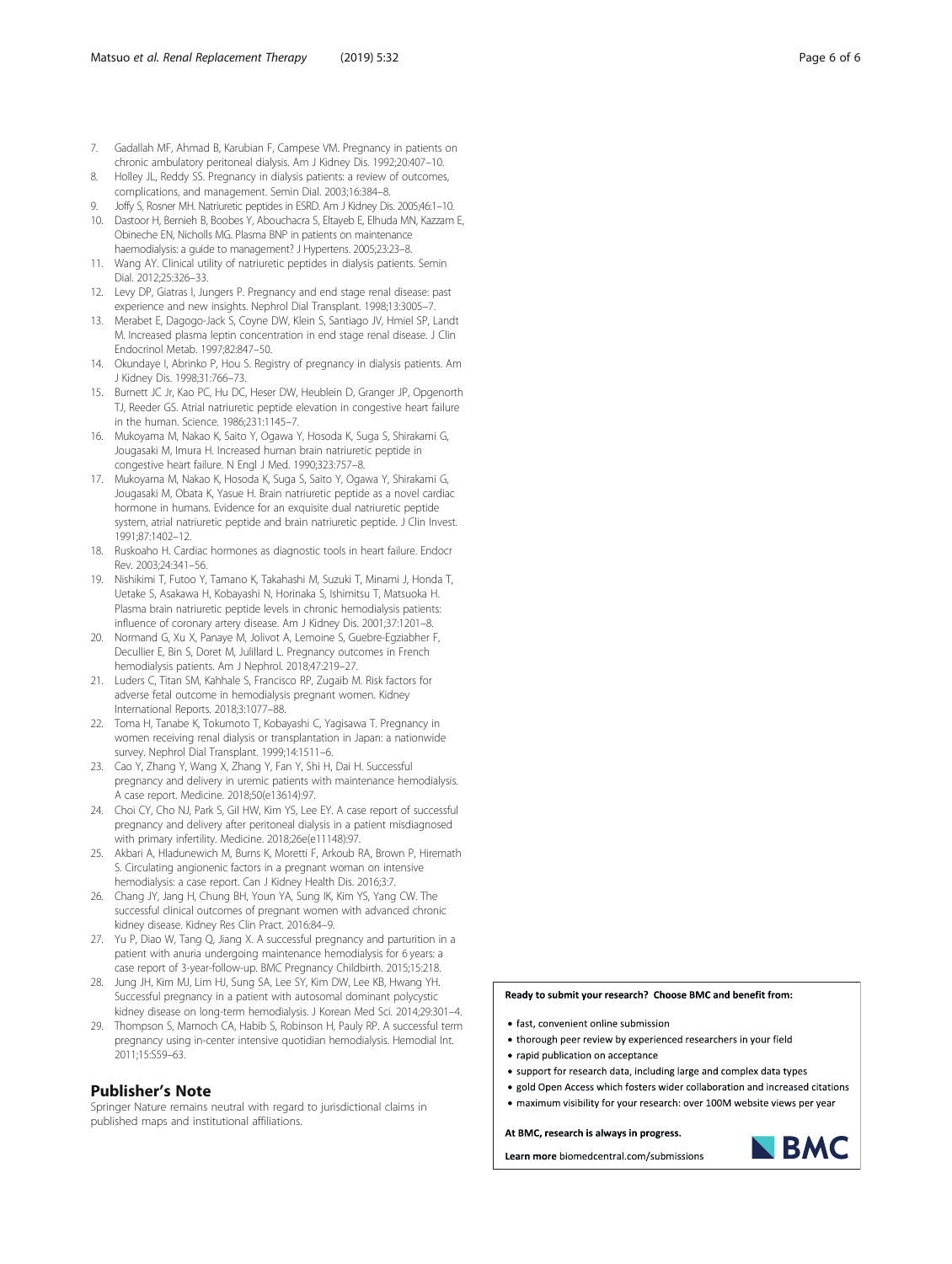7. Gadallah MF, Ahmad B, Karubian F, Campese VM. Pregnancy in patients on chronic ambulatory peritoneal dialysis. Am J Kidney Dis. 1992;20:407–10.
8. Holley JL, Reddy SS. Pregnancy in dialysis patients: a review of outcomes, complications, and management. Semin Dial. 2003;16:384–8.
9. Joffy S, Rosner MH. Natriuretic peptides in ESRD. Am J Kidney Dis. 2005;46:1–10.
10. Dastoor H, Bernieh B, Boobes Y, Abouchacra S, Eltayeb E, Elhuda MN, Kazzam E, Obineche EN, Nicholls MG. Plasma BNP in patients on maintenance haemodialysis: a guide to management? J Hypertens. 2005;23:23–8.
11. Wang AY. Clinical utility of natriuretic peptides in dialysis patients. Semin Dial. 2012;25:326–33.
12. Levy DP, Giatras I, Jungers P. Pregnancy and end stage renal disease: past experience and new insights. Nephrol Dial Transplant. 1998;13:3005–7.
13. Merabet E, Dagogo-Jack S, Coyne DW, Klein S, Santiago JV, Hmiel SP, Landt M. Increased plasma leptin concentration in end stage renal disease. J Clin Endocrinol Metab. 1997;82:847–50.
14. Okundaye I, Abrinko P, Hou S. Registry of pregnancy in dialysis patients. Am J Kidney Dis. 1998;31:766–73.
15. Burnett JC Jr, Kao PC, Hu DC, Heser DW, Heublein D, Granger JP, Opgenorth TJ, Reeder GS. Atrial natriuretic peptide elevation in congestive heart failure in the human. Science. 1986;231:1145–7.
16. Mukoyama M, Nakao K, Saito Y, Ogawa Y, Hosoda K, Suga S, Shirakami G, Jougasaki M, Imura H. Increased human brain natriuretic peptide in congestive heart failure. N Engl J Med. 1990;323:757–8.
17. Mukoyama M, Nakao K, Hosoda K, Suga S, Saito Y, Ogawa Y, Shirakami G, Jougasaki M, Obata K, Yasue H. Brain natriuretic peptide as a novel cardiac hormone in humans. Evidence for an exquisite dual natriuretic peptide system, atrial natriuretic peptide and brain natriuretic peptide. J Clin Invest. 1991;87:1402–12.
18. Ruskoaho H. Cardiac hormones as diagnostic tools in heart failure. Endocr Rev. 2003;24:341–56.
19. Nishikimi T, Futoo Y, Tamano K, Takahashi M, Suzuki T, Minami J, Honda T, Uetake S, Asakawa H, Kobayashi N, Horinaka S, Ishimitsu T, Matsuoka H. Plasma brain natriuretic peptide levels in chronic hemodialysis patients: influence of coronary artery disease. Am J Kidney Dis. 2001;37:1201–8.
20. Normand G, Xu X, Panaye M, Jolivot A, Lemoine S, Guebre-Egziabher F, Decullier E, Bin S, Doret M, Juli­llard L. Pregnancy outcomes in French hemodialysis patients. Am J Nephrol. 2018;47:219–27.
21. Luders C, Titan SM, Kahhale S, Francisco RP, Zugaib M. Risk factors for adverse fetal outcome in hemodialysis pregnant women. Kidney International Reports. 2018;3:1077–88.
22. Toma H, Tanabe K, Tokumoto T, Kobayashi C, Yagisawa T. Pregnancy in women receiving renal dialysis or transplantation in Japan: a nationwide survey. Nephrol Dial Transplant. 1999;14:1511–6.
23. Cao Y, Zhang Y, Wang X, Zhang Y, Fan Y, Shi H, Dai H. Successful pregnancy and delivery in uremic patients with maintenance hemodialysis. A case report. Medicine. 2018;50(e13614):97.
24. Choi CY, Cho NJ, Park S, Gil HW, Kim YS, Lee EY. A case report of successful pregnancy and delivery after peritoneal dialysis in a patient misdiagnosed with primary infertility. Medicine. 2018;26e(e11148):97.
25. Akbari A, Hladunewich M, Burns K, Moretti F, Arkoub RA, Brown P, Hiremath S. Circulating angionenic factors in a pregnant woman on intensive hemodialysis: a case report. Can J Kidney Health Dis. 2016;3:7.
26. Chang JY, Jang H, Chung BH, Youn YA, Sung IK, Kim YS, Yang CW. The successful clinical outcomes of pregnant women with advanced chronic kidney disease. Kidney Res Clin Pract. 2016:84–9.
27. Yu P, Diao W, Tang Q, Jiang X. A successful pregnancy and parturition in a patient with anuria undergoing maintenance hemodialysis for 6 years: a case report of 3-year-follow-up. BMC Pregnancy Childbirth. 2015;15:218.
28. Jung JH, Kim MJ, Lim HJ, Sung SA, Lee SY, Kim DW, Lee KB, Hwang YH. Successful pregnancy in a patient with autosomal dominant polycystic kidney disease on long-term hemodialysis. J Korean Med Sci. 2014;29:301–4.
29. Thompson S, Marnoch CA, Habib S, Robinson H, Pauly RP. A successful term pregnancy using in-center intensive quotidian hemodialysis. Hemodial Int. 2011;15:S59–63.

## Publisher's Note

Springer Nature remains neutral with regard to jurisdictional claims in published maps and institutional affiliations.

**Ready to submit your research? Choose BMC and benefit from:**

- fast, convenient online submission
- thorough peer review by experienced researchers in your field
- rapid publication on acceptance
- support for research data, including large and complex data types
- gold Open Access which fosters wider collaboration and increased citations
- maximum visibility for your research: over 100M website views per year

**At BMC, research is always in progress.**

**Learn more** biomedcentral.com/submissions

BMC